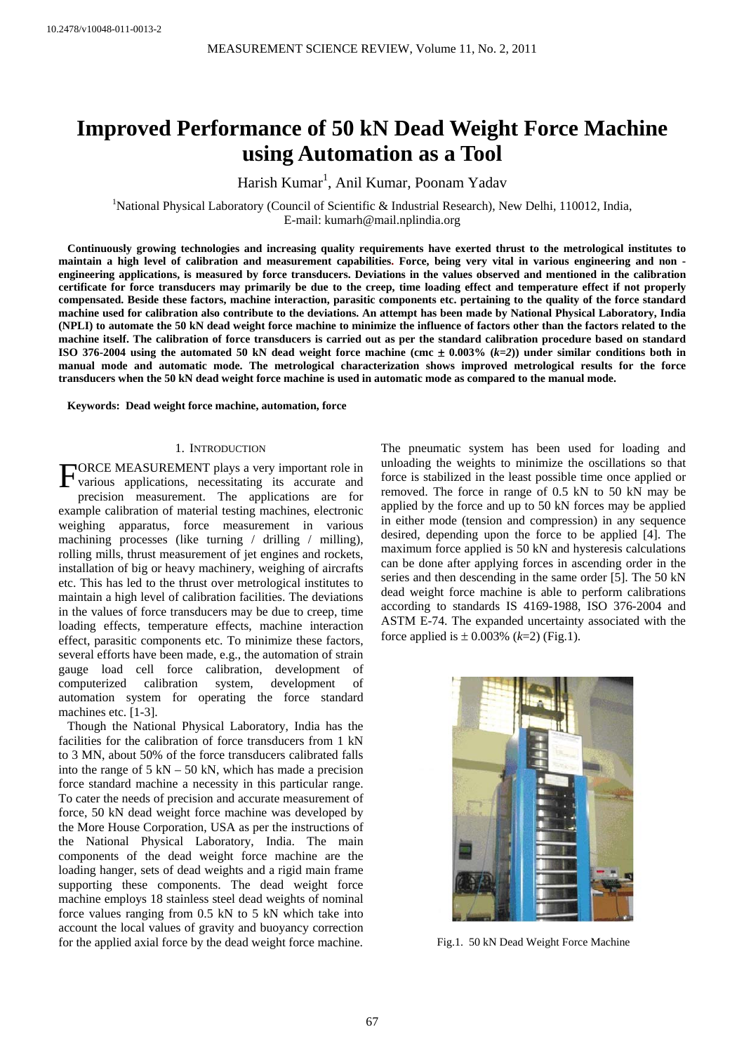10.2478/v10048-011-0013-2

# Improved Performance of 50 kN Dead Weight Force Machine using Automation as a Tool

Harish Kumar[1], Anil Kumar, Poonam Yadav

[1]National Physical Laboratory (Council of Scientific & Industrial Research), New Delhi, 110012, India,
E-mail: kumarh@mail.nplindia.org

**Continuously growing technologies and increasing quality requirements have exerted thrust to the metrological institutes to maintain a high level of calibration and measurement capabilities. Force, being very vital in various engineering and non - engineering applications, is measured by force transducers. Deviations in the values observed and mentioned in the calibration certificate for force transducers may primarily be due to the creep, time loading effect and temperature effect if not properly compensated. Beside these factors, machine interaction, parasitic components etc. pertaining to the quality of the force standard machine used for calibration also contribute to the deviations. An attempt has been made by National Physical Laboratory, India (NPLI) to automate the 50 kN dead weight force machine to minimize the influence of factors other than the factors related to the machine itself. The calibration of force transducers is carried out as per the standard calibration procedure based on standard ISO 376-2004 using the automated 50 kN dead weight force machine (cmc ± 0.003% (*k*=2)) under similar conditions both in manual mode and automatic mode. The metrological characterization shows improved metrological results for the force transducers when the 50 kN dead weight force machine is used in automatic mode as compared to the manual mode.**

**Keywords: Dead weight force machine, automation, force**

## 1. Introduction

FORCE MEASUREMENT plays a very important role in various applications, necessitating its accurate and precision measurement. The applications are for example calibration of material testing machines, electronic weighing apparatus, force measurement in various machining processes (like turning / drilling / milling), rolling mills, thrust measurement of jet engines and rockets, installation of big or heavy machinery, weighing of aircrafts etc. This has led to the thrust over metrological institutes to maintain a high level of calibration facilities. The deviations in the values of force transducers may be due to creep, time loading effects, temperature effects, machine interaction effect, parasitic components etc. To minimize these factors, several efforts have been made, e.g., the automation of strain gauge load cell force calibration, development of computerized calibration system, development of automation system for operating the force standard machines etc. [1-3].

Though the National Physical Laboratory, India has the facilities for the calibration of force transducers from 1 kN to 3 MN, about 50% of the force transducers calibrated falls into the range of 5 kN – 50 kN, which has made a precision force standard machine a necessity in this particular range. To cater the needs of precision and accurate measurement of force, 50 kN dead weight force machine was developed by the More House Corporation, USA as per the instructions of the National Physical Laboratory, India. The main components of the dead weight force machine are the loading hanger, sets of dead weights and a rigid main frame supporting these components. The dead weight force machine employs 18 stainless steel dead weights of nominal force values ranging from 0.5 kN to 5 kN which take into account the local values of gravity and buoyancy correction for the applied axial force by the dead weight force machine. The pneumatic system has been used for loading and unloading the weights to minimize the oscillations so that force is stabilized in the least possible time once applied or removed. The force in range of 0.5 kN to 50 kN may be applied by the force and up to 50 kN forces may be applied in either mode (tension and compression) in any sequence desired, depending upon the force to be applied [4]. The maximum force applied is 50 kN and hysteresis calculations can be done after applying forces in ascending order in the series and then descending in the same order [5]. The 50 kN dead weight force machine is able to perform calibrations according to standards IS 4169-1988, ISO 376-2004 and ASTM E-74. The expanded uncertainty associated with the force applied is ± 0.003% (*k*=2) (Fig.1).

Fig.1. 50 kN Dead Weight Force Machine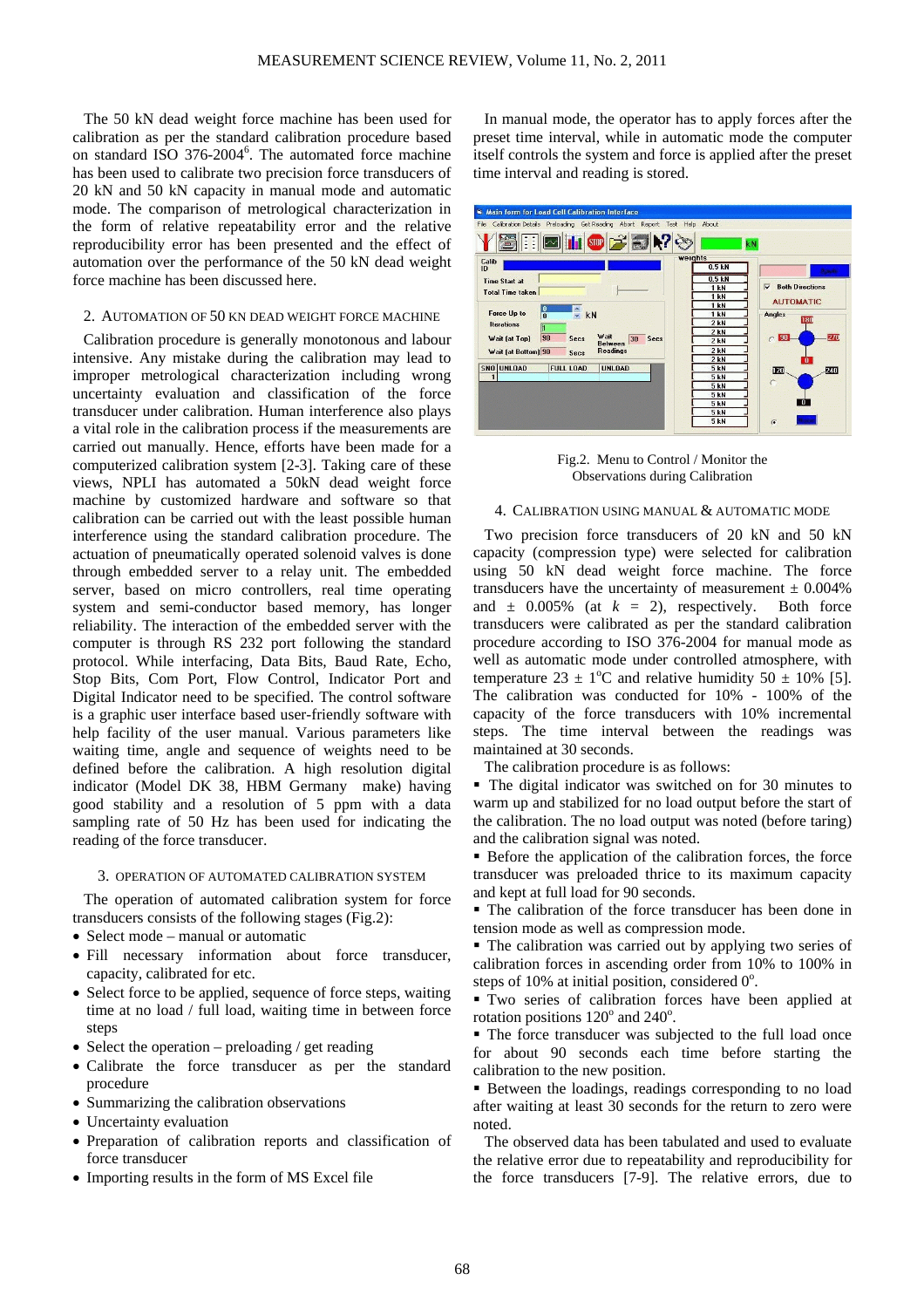The 50 kN dead weight force machine has been used for calibration as per the standard calibration procedure based on standard ISO 376-2004[6]. The automated force machine has been used to calibrate two precision force transducers of 20 kN and 50 kN capacity in manual mode and automatic mode. The comparison of metrological characterization in the form of relative repeatability error and the relative reproducibility error has been presented and the effect of automation over the performance of the 50 kN dead weight force machine has been discussed here.

## 2. Automation of 50 kN Dead Weight Force Machine

Calibration procedure is generally monotonous and labour intensive. Any mistake during the calibration may lead to improper metrological characterization including wrong uncertainty evaluation and classification of the force transducer under calibration. Human interference also plays a vital role in the calibration process if the measurements are carried out manually. Hence, efforts have been made for a computerized calibration system [2-3]. Taking care of these views, NPLI has automated a 50kN dead weight force machine by customized hardware and software so that calibration can be carried out with the least possible human interference using the standard calibration procedure. The actuation of pneumatically operated solenoid valves is done through embedded server to a relay unit. The embedded server, based on micro controllers, real time operating system and semi-conductor based memory, has longer reliability. The interaction of the embedded server with the computer is through RS 232 port following the standard protocol. While interfacing, Data Bits, Baud Rate, Echo, Stop Bits, Com Port, Flow Control, Indicator Port and Digital Indicator need to be specified. The control software is a graphic user interface based user-friendly software with help facility of the user manual. Various parameters like waiting time, angle and sequence of weights need to be defined before the calibration. A high resolution digital indicator (Model DK 38, HBM Germany make) having good stability and a resolution of 5 ppm with a data sampling rate of 50 Hz has been used for indicating the reading of the force transducer.

## 3. Operation of Automated Calibration System

The operation of automated calibration system for force transducers consists of the following stages (Fig.2):

- Select mode – manual or automatic
- Fill necessary information about force transducer, capacity, calibrated for etc.
- Select force to be applied, sequence of force steps, waiting time at no load / full load, waiting time in between force steps
- Select the operation – preloading / get reading
- Calibrate the force transducer as per the standard procedure
- Summarizing the calibration observations
- Uncertainty evaluation
- Preparation of calibration reports and classification of force transducer
- Importing results in the form of MS Excel file

In manual mode, the operator has to apply forces after the preset time interval, while in automatic mode the computer itself controls the system and force is applied after the preset time interval and reading is stored.

Fig.2. Menu to Control / Monitor the Observations during Calibration

## 4. Calibration Using Manual & Automatic Mode

Two precision force transducers of 20 kN and 50 kN capacity (compression type) were selected for calibration using 50 kN dead weight force machine. The force transducers have the uncertainty of measurement ± 0.004% and ± 0.005% (at $k$ = 2), respectively. Both force transducers were calibrated as per the standard calibration procedure according to ISO 376-2004 for manual mode as well as automatic mode under controlled atmosphere, with temperature 23 ± 1°C and relative humidity 50 ± 10% [5]. The calibration was conducted for 10% - 100% of the capacity of the force transducers with 10% incremental steps. The time interval between the readings was maintained at 30 seconds.

The calibration procedure is as follows:

- The digital indicator was switched on for 30 minutes to warm up and stabilized for no load output before the start of the calibration. The no load output was noted (before taring) and the calibration signal was noted.
- Before the application of the calibration forces, the force transducer was preloaded thrice to its maximum capacity and kept at full load for 90 seconds.
- The calibration of the force transducer has been done in tension mode as well as compression mode.
- The calibration was carried out by applying two series of calibration forces in ascending order from 10% to 100% in steps of 10% at initial position, considered 0°.
- Two series of calibration forces have been applied at rotation positions 120° and 240°.
- The force transducer was subjected to the full load once for about 90 seconds each time before starting the calibration to the new position.
- Between the loadings, readings corresponding to no load after waiting at least 30 seconds for the return to zero were noted.

The observed data has been tabulated and used to evaluate the relative error due to repeatability and reproducibility for the force transducers [7-9]. The relative errors, due to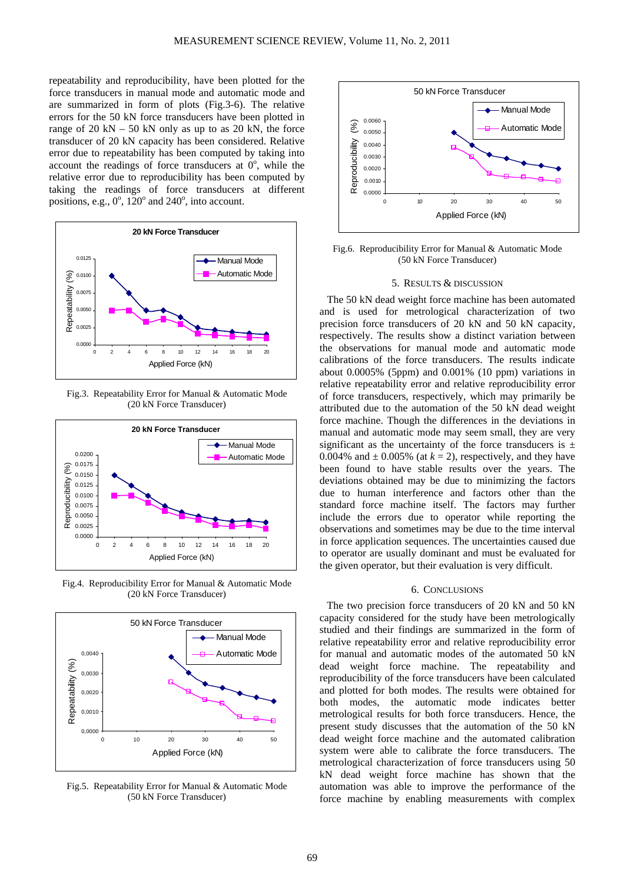repeatability and reproducibility, have been plotted for the force transducers in manual mode and automatic mode and are summarized in form of plots (Fig.3-6). The relative errors for the 50 kN force transducers have been plotted in range of 20 kN – 50 kN only as up to as 20 kN, the force transducer of 20 kN capacity has been considered. Relative error due to repeatability has been computed by taking into account the readings of force transducers at 0°, while the relative error due to reproducibility has been computed by taking the readings of force transducers at different positions, e.g., 0°, 120° and 240°, into account.

Fig.3. Repeatability Error for Manual & Automatic Mode (20 kN Force Transducer)

Fig.4. Reproducibility Error for Manual & Automatic Mode (20 kN Force Transducer)

Fig.5. Repeatability Error for Manual & Automatic Mode (50 kN Force Transducer)

Fig.6. Reproducibility Error for Manual & Automatic Mode (50 kN Force Transducer)

## 5. RESULTS & DISCUSSION

The 50 kN dead weight force machine has been automated and is used for metrological characterization of two precision force transducers of 20 kN and 50 kN capacity, respectively. The results show a distinct variation between the observations for manual mode and automatic mode calibrations of the force transducers. The results indicate about 0.0005% (5ppm) and 0.001% (10 ppm) variations in relative repeatability error and relative reproducibility error of force transducers, respectively, which may primarily be attributed due to the automation of the 50 kN dead weight force machine. Though the differences in the deviations in manual and automatic mode may seem small, they are very significant as the uncertainty of the force transducers is ± 0.004% and ± 0.005% (at $k = 2$), respectively, and they have been found to have stable results over the years. The deviations obtained may be due to minimizing the factors due to human interference and factors other than the standard force machine itself. The factors may further include the errors due to operator while reporting the observations and sometimes may be due to the time interval in force application sequences. The uncertainties caused due to operator are usually dominant and must be evaluated for the given operator, but their evaluation is very difficult.

## 6. CONCLUSIONS

The two precision force transducers of 20 kN and 50 kN capacity considered for the study have been metrologically studied and their findings are summarized in the form of relative repeatability error and relative reproducibility error for manual and automatic modes of the automated 50 kN dead weight force machine. The repeatability and reproducibility of the force transducers have been calculated and plotted for both modes. The results were obtained for both modes, the automatic mode indicates better metrological results for both force transducers. Hence, the present study discusses that the automation of the 50 kN dead weight force machine and the automated calibration system were able to calibrate the force transducers. The metrological characterization of force transducers using 50 kN dead weight force machine has shown that the automation was able to improve the performance of the force machine by enabling measurements with complex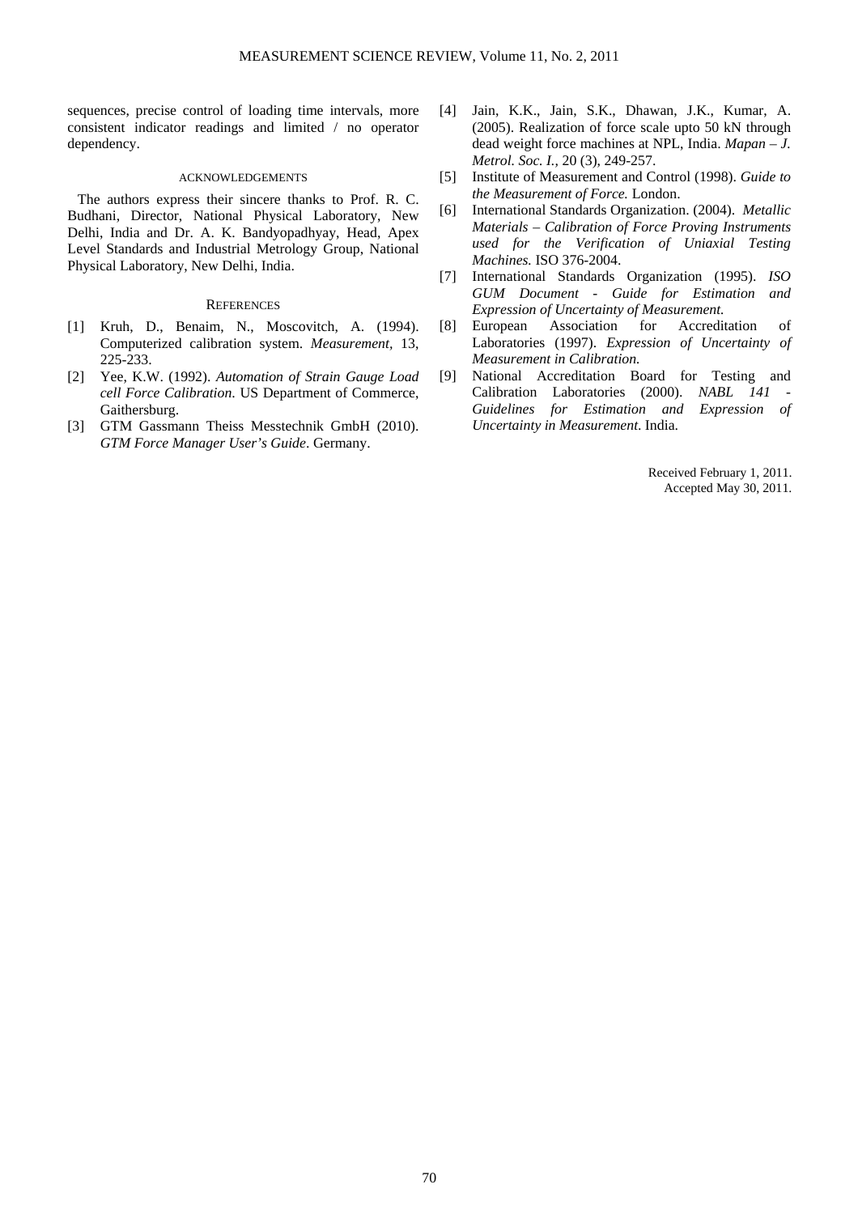sequences, precise control of loading time intervals, more consistent indicator readings and limited / no operator dependency.

## ACKNOWLEDGEMENTS

The authors express their sincere thanks to Prof. R. C. Budhani, Director, National Physical Laboratory, New Delhi, India and Dr. A. K. Bandyopadhyay, Head, Apex Level Standards and Industrial Metrology Group, National Physical Laboratory, New Delhi, India.

## REFERENCES

[1] Kruh, D., Benaim, N., Moscovitch, A. (1994). Computerized calibration system. *Measurement*, 13, 225-233.

[2] Yee, K.W. (1992). *Automation of Strain Gauge Load cell Force Calibration*. US Department of Commerce, Gaithersburg.

[3] GTM Gassmann Theiss Messtechnik GmbH (2010). *GTM Force Manager User's Guide*. Germany.

[4] Jain, K.K., Jain, S.K., Dhawan, J.K., Kumar, A. (2005). Realization of force scale upto 50 kN through dead weight force machines at NPL, India. *Mapan – J. Metrol. Soc. I.*, 20 (3), 249-257.

[5] Institute of Measurement and Control (1998). *Guide to the Measurement of Force.* London.

[6] International Standards Organization. (2004). *Metallic Materials – Calibration of Force Proving Instruments used for the Verification of Uniaxial Testing Machines.* ISO 376-2004.

[7] International Standards Organization (1995). *ISO GUM Document - Guide for Estimation and Expression of Uncertainty of Measurement.*

[8] European Association for Accreditation of Laboratories (1997). *Expression of Uncertainty of Measurement in Calibration.*

[9] National Accreditation Board for Testing and Calibration Laboratories (2000). *NABL 141 - Guidelines for Estimation and Expression of Uncertainty in Measurement.* India.

Received February 1, 2011.
Accepted May 30, 2011.